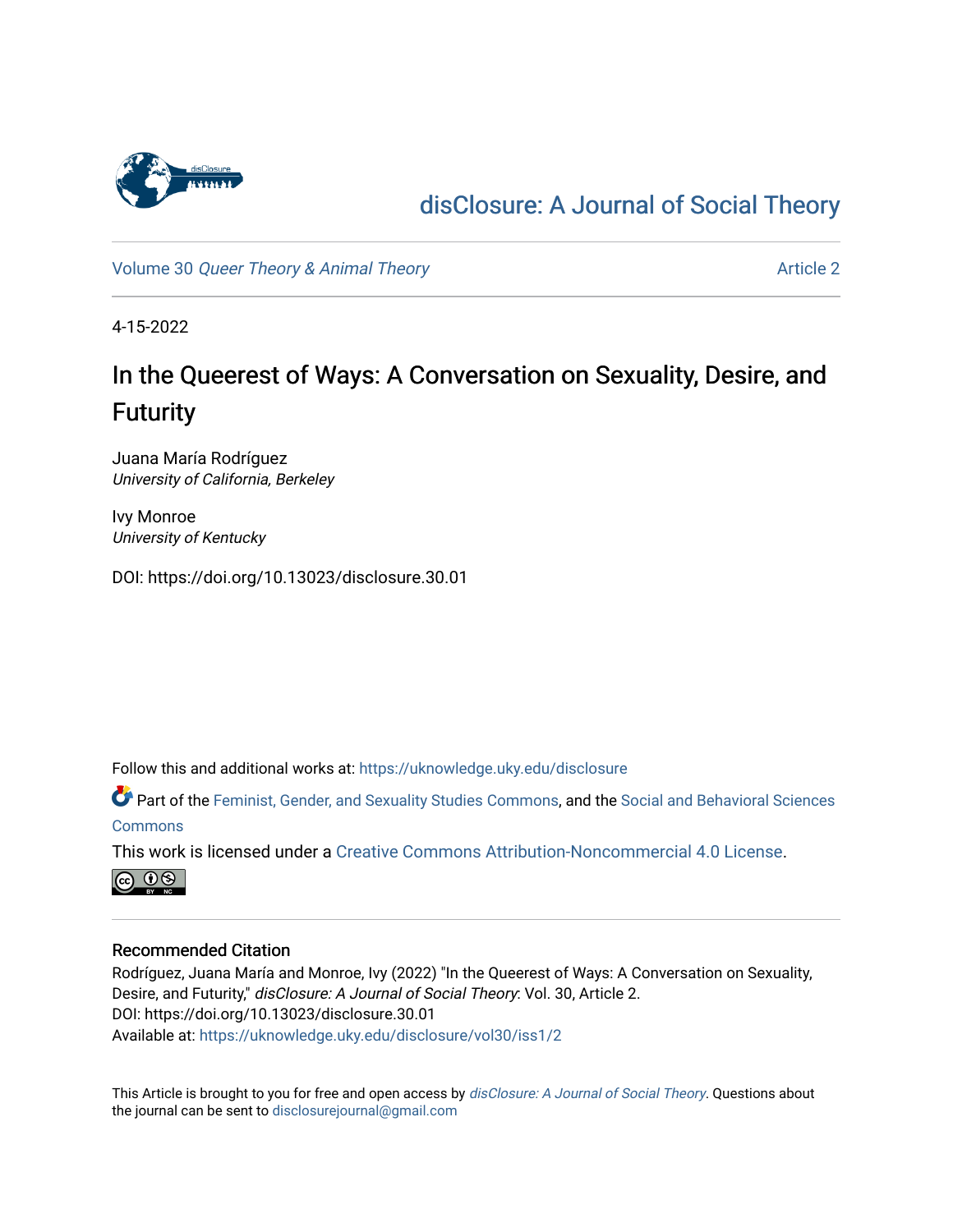# disClosure: A Journal of Social Theory

Volume 30 *Queer Theory & Animal Theory* — Article 2

4-15-2022

## In the Queerest of Ways: A Conversation on Sexuality, Desire, and Futurity

Juana María Rodríguez
*University of California, Berkeley*

Ivy Monroe
*University of Kentucky*

DOI: https://doi.org/10.13023/disclosure.30.01

Follow this and additional works at: https://uknowledge.uky.edu/disclosure

Part of the Feminist, Gender, and Sexuality Studies Commons, and the Social and Behavioral Sciences Commons

This work is licensed under a Creative Commons Attribution-Noncommercial 4.0 License.

### Recommended Citation

Rodríguez, Juana María and Monroe, Ivy (2022) "In the Queerest of Ways: A Conversation on Sexuality, Desire, and Futurity," *disClosure: A Journal of Social Theory*: Vol. 30, Article 2.
DOI: https://doi.org/10.13023/disclosure.30.01
Available at: https://uknowledge.uky.edu/disclosure/vol30/iss1/2

This Article is brought to you for free and open access by *disClosure: A Journal of Social Theory*. Questions about the journal can be sent to disclosurejournal@gmail.com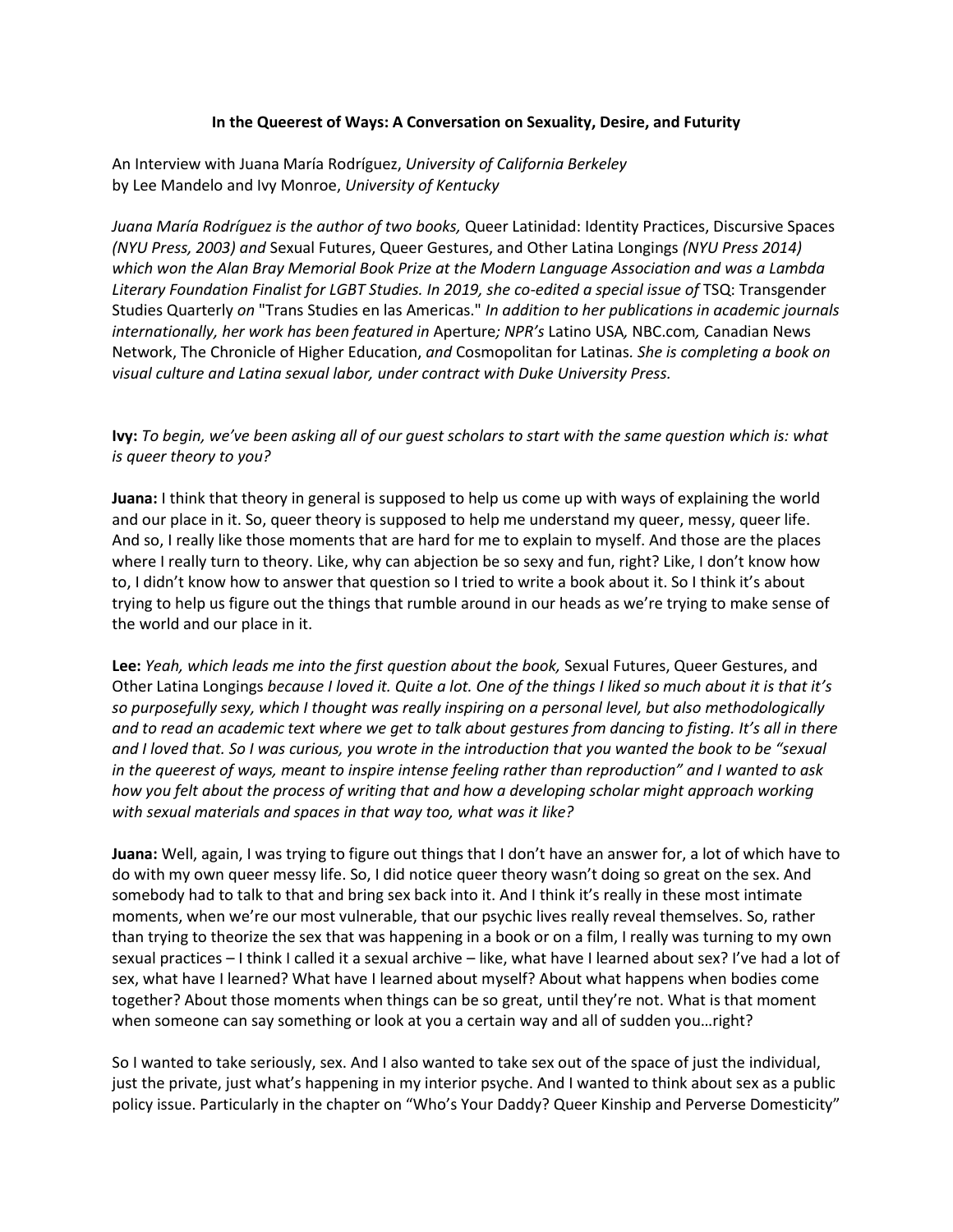**In the Queerest of Ways: A Conversation on Sexuality, Desire, and Futurity**

An Interview with Juana María Rodríguez, *University of California Berkeley*
by Lee Mandelo and Ivy Monroe, *University of Kentucky*

*Juana María Rodríguez is the author of two books,* Queer Latinidad: Identity Practices, Discursive Spaces *(NYU Press, 2003) and* Sexual Futures, Queer Gestures, and Other Latina Longings *(NYU Press 2014) which won the Alan Bray Memorial Book Prize at the Modern Language Association and was a Lambda Literary Foundation Finalist for LGBT Studies. In 2019, she co-edited a special issue of* TSQ: Transgender Studies Quarterly *on* "Trans Studies en las Americas." *In addition to her publications in academic journals internationally, her work has been featured in* Aperture*; NPR's* Latino USA*,* NBC.com*,* Canadian News Network, The Chronicle of Higher Education, *and* Cosmopolitan for Latinas*. She is completing a book on visual culture and Latina sexual labor, under contract with Duke University Press.*

**Ivy:** *To begin, we've been asking all of our guest scholars to start with the same question which is: what is queer theory to you?*

**Juana:** I think that theory in general is supposed to help us come up with ways of explaining the world and our place in it. So, queer theory is supposed to help me understand my queer, messy, queer life. And so, I really like those moments that are hard for me to explain to myself. And those are the places where I really turn to theory. Like, why can abjection be so sexy and fun, right? Like, I don't know how to, I didn't know how to answer that question so I tried to write a book about it. So I think it's about trying to help us figure out the things that rumble around in our heads as we're trying to make sense of the world and our place in it.

**Lee:** *Yeah, which leads me into the first question about the book,* Sexual Futures, Queer Gestures, and Other Latina Longings *because I loved it. Quite a lot. One of the things I liked so much about it is that it's so purposefully sexy, which I thought was really inspiring on a personal level, but also methodologically and to read an academic text where we get to talk about gestures from dancing to fisting. It's all in there and I loved that. So I was curious, you wrote in the introduction that you wanted the book to be "sexual in the queerest of ways, meant to inspire intense feeling rather than reproduction" and I wanted to ask how you felt about the process of writing that and how a developing scholar might approach working with sexual materials and spaces in that way too, what was it like?*

**Juana:** Well, again, I was trying to figure out things that I don't have an answer for, a lot of which have to do with my own queer messy life. So, I did notice queer theory wasn't doing so great on the sex. And somebody had to talk to that and bring sex back into it. And I think it's really in these most intimate moments, when we're our most vulnerable, that our psychic lives really reveal themselves. So, rather than trying to theorize the sex that was happening in a book or on a film, I really was turning to my own sexual practices – I think I called it a sexual archive – like, what have I learned about sex? I've had a lot of sex, what have I learned? What have I learned about myself? About what happens when bodies come together? About those moments when things can be so great, until they're not. What is that moment when someone can say something or look at you a certain way and all of sudden you…right?

So I wanted to take seriously, sex. And I also wanted to take sex out of the space of just the individual, just the private, just what's happening in my interior psyche. And I wanted to think about sex as a public policy issue. Particularly in the chapter on "Who's Your Daddy? Queer Kinship and Perverse Domesticity"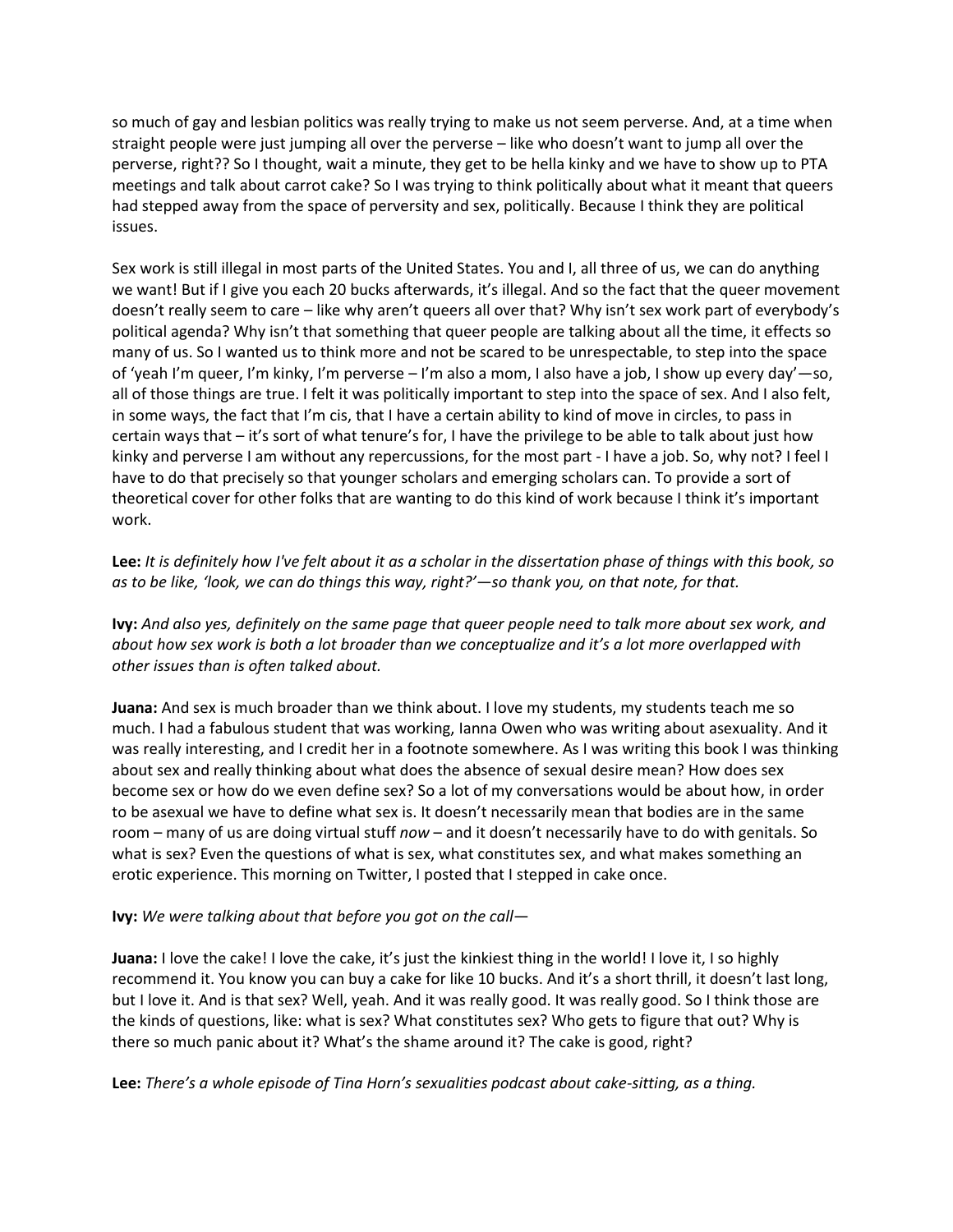so much of gay and lesbian politics was really trying to make us not seem perverse. And, at a time when straight people were just jumping all over the perverse – like who doesn't want to jump all over the perverse, right?? So I thought, wait a minute, they get to be hella kinky and we have to show up to PTA meetings and talk about carrot cake? So I was trying to think politically about what it meant that queers had stepped away from the space of perversity and sex, politically. Because I think they are political issues.

Sex work is still illegal in most parts of the United States. You and I, all three of us, we can do anything we want! But if I give you each 20 bucks afterwards, it's illegal. And so the fact that the queer movement doesn't really seem to care – like why aren't queers all over that? Why isn't sex work part of everybody's political agenda? Why isn't that something that queer people are talking about all the time, it effects so many of us. So I wanted us to think more and not be scared to be unrespectable, to step into the space of 'yeah I'm queer, I'm kinky, I'm perverse – I'm also a mom, I also have a job, I show up every day'—so, all of those things are true. I felt it was politically important to step into the space of sex. And I also felt, in some ways, the fact that I'm cis, that I have a certain ability to kind of move in circles, to pass in certain ways that – it's sort of what tenure's for, I have the privilege to be able to talk about just how kinky and perverse I am without any repercussions, for the most part - I have a job. So, why not? I feel I have to do that precisely so that younger scholars and emerging scholars can. To provide a sort of theoretical cover for other folks that are wanting to do this kind of work because I think it's important work.

**Lee:** *It is definitely how I've felt about it as a scholar in the dissertation phase of things with this book, so as to be like, 'look, we can do things this way, right?'—so thank you, on that note, for that.*

**Ivy:** *And also yes, definitely on the same page that queer people need to talk more about sex work, and about how sex work is both a lot broader than we conceptualize and it's a lot more overlapped with other issues than is often talked about.*

**Juana:** And sex is much broader than we think about. I love my students, my students teach me so much. I had a fabulous student that was working, Ianna Owen who was writing about asexuality. And it was really interesting, and I credit her in a footnote somewhere. As I was writing this book I was thinking about sex and really thinking about what does the absence of sexual desire mean? How does sex become sex or how do we even define sex? So a lot of my conversations would be about how, in order to be asexual we have to define what sex is. It doesn't necessarily mean that bodies are in the same room – many of us are doing virtual stuff *now* – and it doesn't necessarily have to do with genitals. So what is sex? Even the questions of what is sex, what constitutes sex, and what makes something an erotic experience. This morning on Twitter, I posted that I stepped in cake once.

**Ivy:** *We were talking about that before you got on the call—*

**Juana:** I love the cake! I love the cake, it's just the kinkiest thing in the world! I love it, I so highly recommend it. You know you can buy a cake for like 10 bucks. And it's a short thrill, it doesn't last long, but I love it. And is that sex? Well, yeah. And it was really good. It was really good. So I think those are the kinds of questions, like: what is sex? What constitutes sex? Who gets to figure that out? Why is there so much panic about it? What's the shame around it? The cake is good, right?

**Lee:** *There's a whole episode of Tina Horn's sexualities podcast about cake-sitting, as a thing.*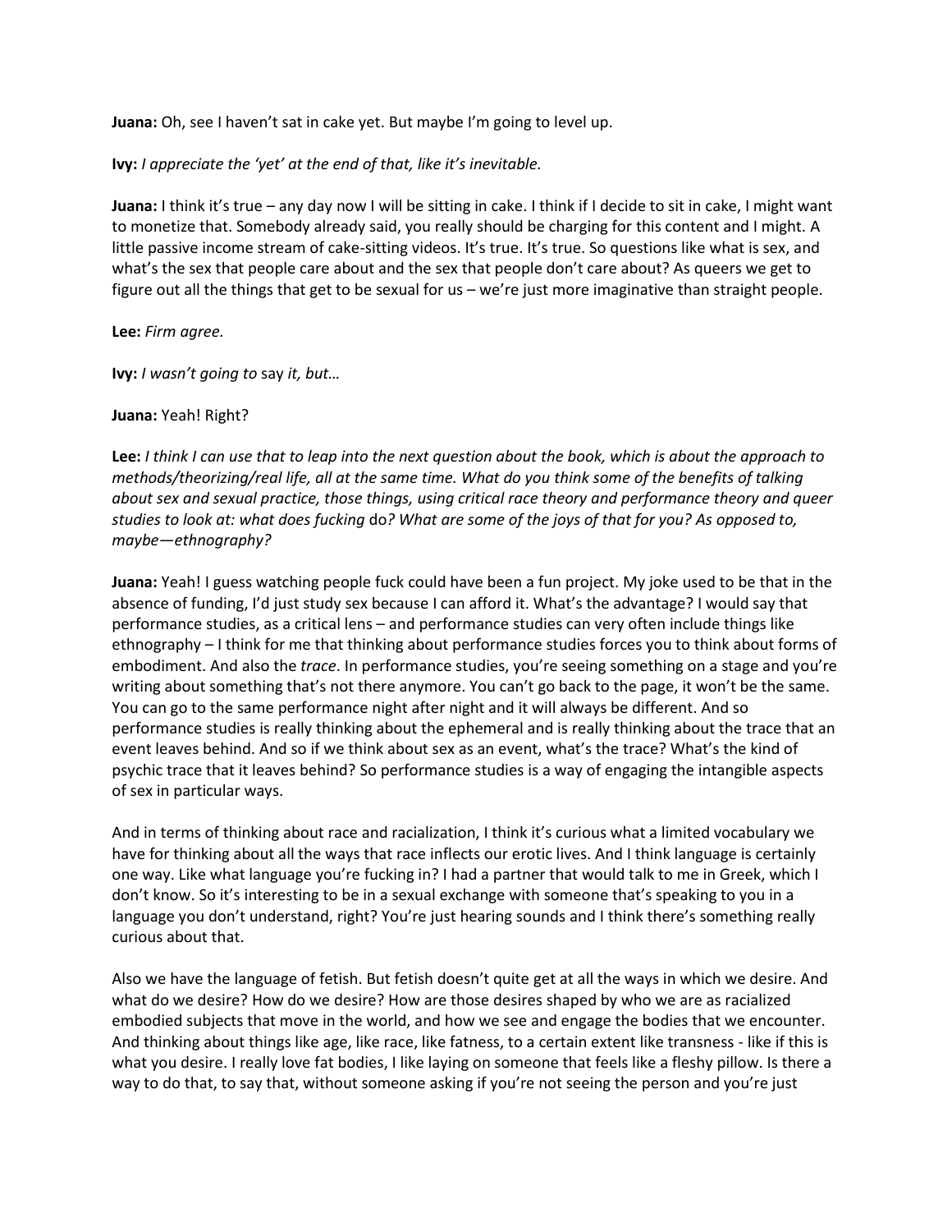**Juana:** Oh, see I haven't sat in cake yet. But maybe I'm going to level up.

**Ivy:** *I appreciate the 'yet' at the end of that, like it's inevitable.*

**Juana:** I think it's true – any day now I will be sitting in cake. I think if I decide to sit in cake, I might want to monetize that. Somebody already said, you really should be charging for this content and I might. A little passive income stream of cake-sitting videos. It's true. It's true. So questions like what is sex, and what's the sex that people care about and the sex that people don't care about? As queers we get to figure out all the things that get to be sexual for us – we're just more imaginative than straight people.

**Lee:** *Firm agree.*

**Ivy:** *I wasn't going to* say *it, but…*

**Juana:** Yeah! Right?

**Lee:** *I think I can use that to leap into the next question about the book, which is about the approach to methods/theorizing/real life, all at the same time. What do you think some of the benefits of talking about sex and sexual practice, those things, using critical race theory and performance theory and queer studies to look at: what does fucking* do*? What are some of the joys of that for you? As opposed to, maybe—ethnography?*

**Juana:** Yeah! I guess watching people fuck could have been a fun project. My joke used to be that in the absence of funding, I'd just study sex because I can afford it. What's the advantage? I would say that performance studies, as a critical lens – and performance studies can very often include things like ethnography – I think for me that thinking about performance studies forces you to think about forms of embodiment. And also the *trace*. In performance studies, you're seeing something on a stage and you're writing about something that's not there anymore. You can't go back to the page, it won't be the same. You can go to the same performance night after night and it will always be different. And so performance studies is really thinking about the ephemeral and is really thinking about the trace that an event leaves behind. And so if we think about sex as an event, what's the trace? What's the kind of psychic trace that it leaves behind? So performance studies is a way of engaging the intangible aspects of sex in particular ways.

And in terms of thinking about race and racialization, I think it's curious what a limited vocabulary we have for thinking about all the ways that race inflects our erotic lives. And I think language is certainly one way. Like what language you're fucking in? I had a partner that would talk to me in Greek, which I don't know. So it's interesting to be in a sexual exchange with someone that's speaking to you in a language you don't understand, right? You're just hearing sounds and I think there's something really curious about that.

Also we have the language of fetish. But fetish doesn't quite get at all the ways in which we desire. And what do we desire? How do we desire? How are those desires shaped by who we are as racialized embodied subjects that move in the world, and how we see and engage the bodies that we encounter. And thinking about things like age, like race, like fatness, to a certain extent like transness - like if this is what you desire. I really love fat bodies, I like laying on someone that feels like a fleshy pillow. Is there a way to do that, to say that, without someone asking if you're not seeing the person and you're just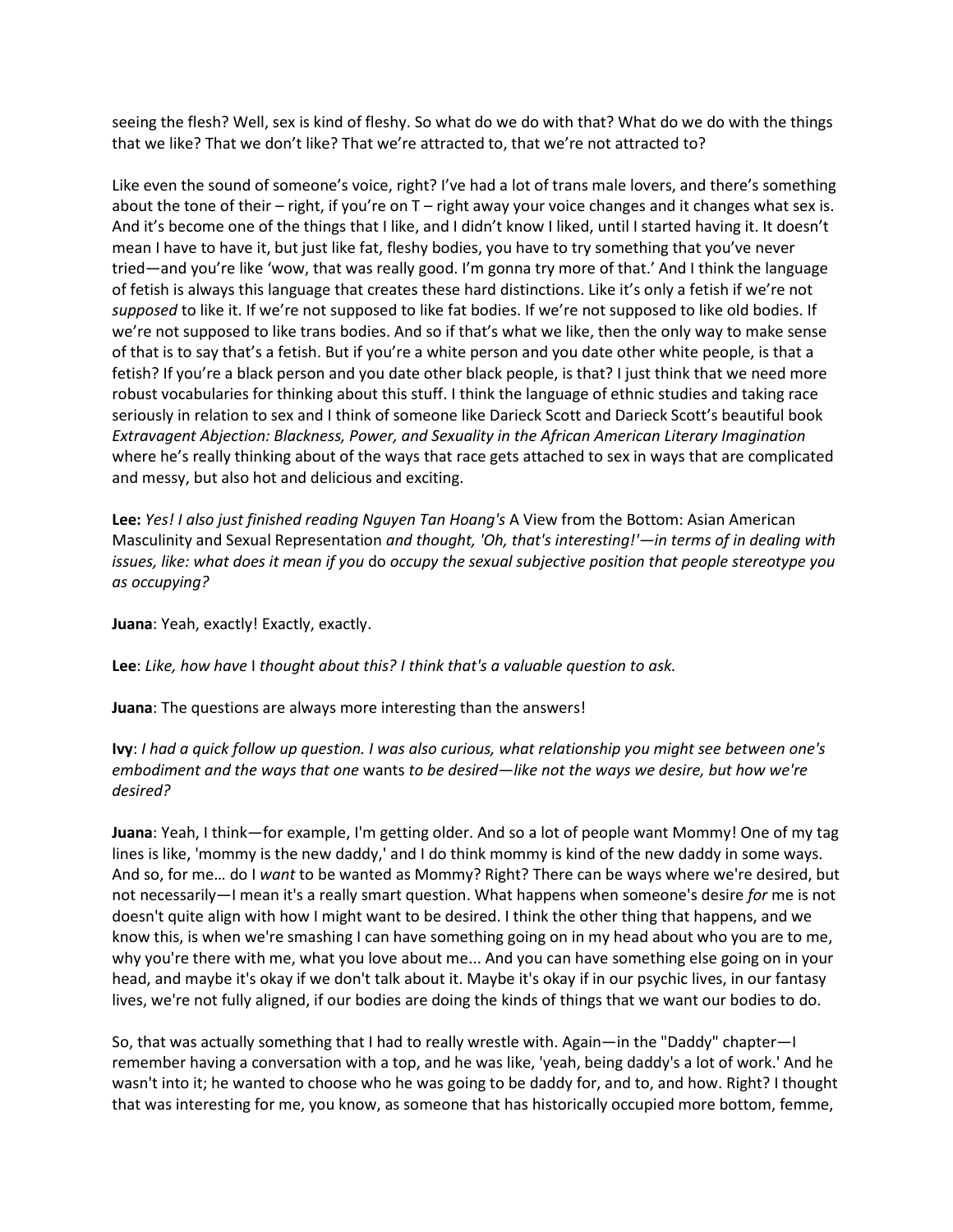seeing the flesh? Well, sex is kind of fleshy. So what do we do with that? What do we do with the things that we like? That we don't like? That we're attracted to, that we're not attracted to?

Like even the sound of someone's voice, right? I've had a lot of trans male lovers, and there's something about the tone of their – right, if you're on T – right away your voice changes and it changes what sex is. And it's become one of the things that I like, and I didn't know I liked, until I started having it. It doesn't mean I have to have it, but just like fat, fleshy bodies, you have to try something that you've never tried—and you're like 'wow, that was really good. I'm gonna try more of that.' And I think the language of fetish is always this language that creates these hard distinctions. Like it's only a fetish if we're not *supposed* to like it. If we're not supposed to like fat bodies. If we're not supposed to like old bodies. If we're not supposed to like trans bodies. And so if that's what we like, then the only way to make sense of that is to say that's a fetish. But if you're a white person and you date other white people, is that a fetish? If you're a black person and you date other black people, is that? I just think that we need more robust vocabularies for thinking about this stuff. I think the language of ethnic studies and taking race seriously in relation to sex and I think of someone like Darieck Scott and Darieck Scott's beautiful book *Extravagent Abjection: Blackness, Power, and Sexuality in the African American Literary Imagination* where he's really thinking about of the ways that race gets attached to sex in ways that are complicated and messy, but also hot and delicious and exciting.

**Lee:** *Yes! I also just finished reading Nguyen Tan Hoang's* A View from the Bottom: Asian American Masculinity and Sexual Representation *and thought, 'Oh, that's interesting!'—in terms of in dealing with issues, like: what does it mean if you* do *occupy the sexual subjective position that people stereotype you as occupying?*

**Juana**: Yeah, exactly! Exactly, exactly.

**Lee**: *Like, how have* I *thought about this? I think that's a valuable question to ask.*

**Juana**: The questions are always more interesting than the answers!

**Ivy**: *I had a quick follow up question. I was also curious, what relationship you might see between one's embodiment and the ways that one* wants *to be desired—like not the ways we desire, but how we're desired?*

**Juana**: Yeah, I think—for example, I'm getting older. And so a lot of people want Mommy! One of my tag lines is like, 'mommy is the new daddy,' and I do think mommy is kind of the new daddy in some ways. And so, for me… do I *want* to be wanted as Mommy? Right? There can be ways where we're desired, but not necessarily—I mean it's a really smart question. What happens when someone's desire *for* me is not doesn't quite align with how I might want to be desired. I think the other thing that happens, and we know this, is when we're smashing I can have something going on in my head about who you are to me, why you're there with me, what you love about me... And you can have something else going on in your head, and maybe it's okay if we don't talk about it. Maybe it's okay if in our psychic lives, in our fantasy lives, we're not fully aligned, if our bodies are doing the kinds of things that we want our bodies to do.

So, that was actually something that I had to really wrestle with. Again—in the "Daddy" chapter—I remember having a conversation with a top, and he was like, 'yeah, being daddy's a lot of work.' And he wasn't into it; he wanted to choose who he was going to be daddy for, and to, and how. Right? I thought that was interesting for me, you know, as someone that has historically occupied more bottom, femme,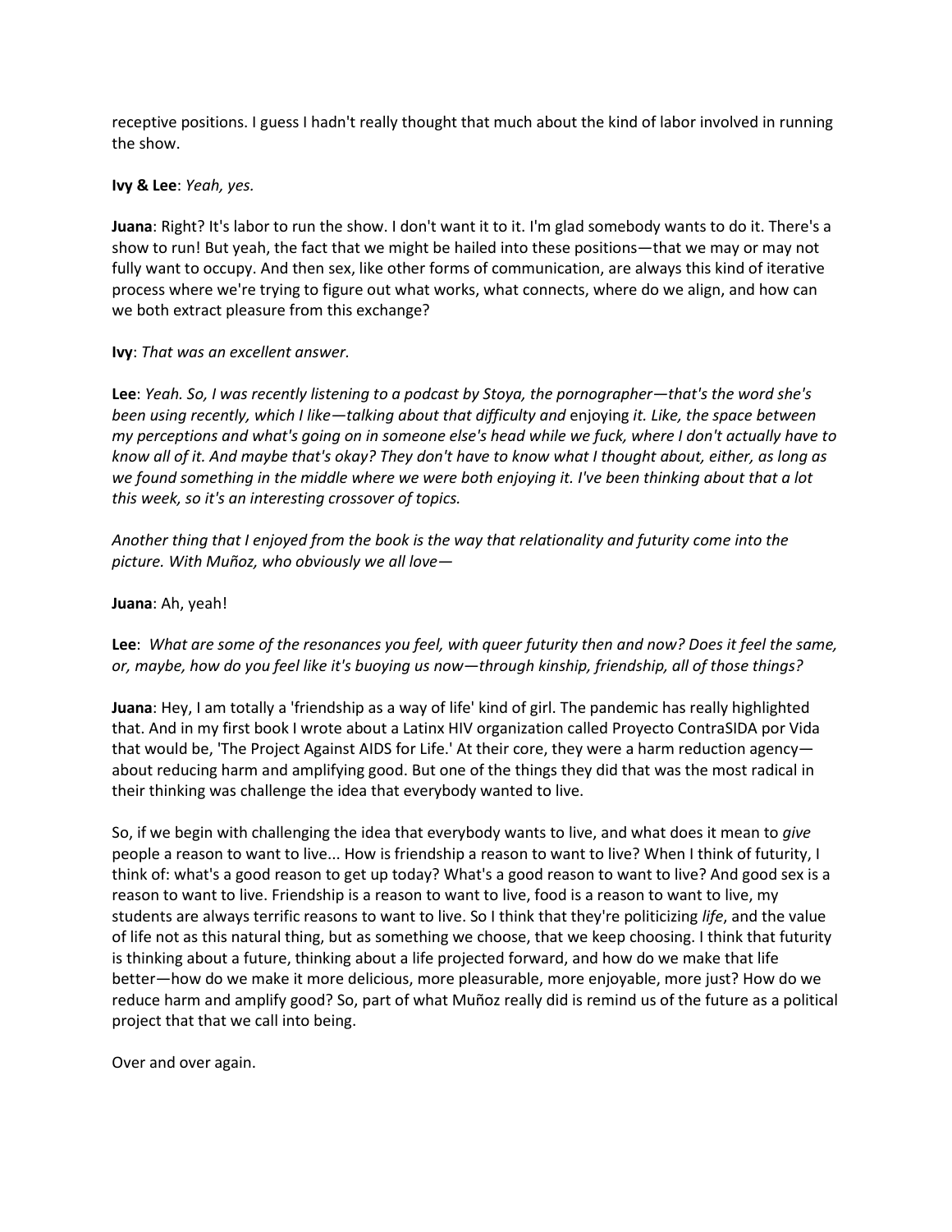receptive positions. I guess I hadn't really thought that much about the kind of labor involved in running the show.

**Ivy & Lee**: *Yeah, yes.*

**Juana**: Right? It's labor to run the show. I don't want it to it. I'm glad somebody wants to do it. There's a show to run! But yeah, the fact that we might be hailed into these positions—that we may or may not fully want to occupy. And then sex, like other forms of communication, are always this kind of iterative process where we're trying to figure out what works, what connects, where do we align, and how can we both extract pleasure from this exchange?

**Ivy**: *That was an excellent answer.*

**Lee**: *Yeah. So, I was recently listening to a podcast by Stoya, the pornographer—that's the word she's been using recently, which I like—talking about that difficulty and* enjoying *it. Like, the space between my perceptions and what's going on in someone else's head while we fuck, where I don't actually have to know all of it. And maybe that's okay? They don't have to know what I thought about, either, as long as we found something in the middle where we were both enjoying it. I've been thinking about that a lot this week, so it's an interesting crossover of topics.*

*Another thing that I enjoyed from the book is the way that relationality and futurity come into the picture. With Muñoz, who obviously we all love—*

**Juana**: Ah, yeah!

**Lee**: *What are some of the resonances you feel, with queer futurity then and now? Does it feel the same, or, maybe, how do you feel like it's buoying us now—through kinship, friendship, all of those things?*

**Juana**: Hey, I am totally a 'friendship as a way of life' kind of girl. The pandemic has really highlighted that. And in my first book I wrote about a Latinx HIV organization called Proyecto ContraSIDA por Vida that would be, 'The Project Against AIDS for Life.' At their core, they were a harm reduction agency—about reducing harm and amplifying good. But one of the things they did that was the most radical in their thinking was challenge the idea that everybody wanted to live.

So, if we begin with challenging the idea that everybody wants to live, and what does it mean to *give* people a reason to want to live... How is friendship a reason to want to live? When I think of futurity, I think of: what's a good reason to get up today? What's a good reason to want to live? And good sex is a reason to want to live. Friendship is a reason to want to live, food is a reason to want to live, my students are always terrific reasons to want to live. So I think that they're politicizing *life*, and the value of life not as this natural thing, but as something we choose, that we keep choosing. I think that futurity is thinking about a future, thinking about a life projected forward, and how do we make that life better—how do we make it more delicious, more pleasurable, more enjoyable, more just? How do we reduce harm and amplify good? So, part of what Muñoz really did is remind us of the future as a political project that that we call into being.

Over and over again.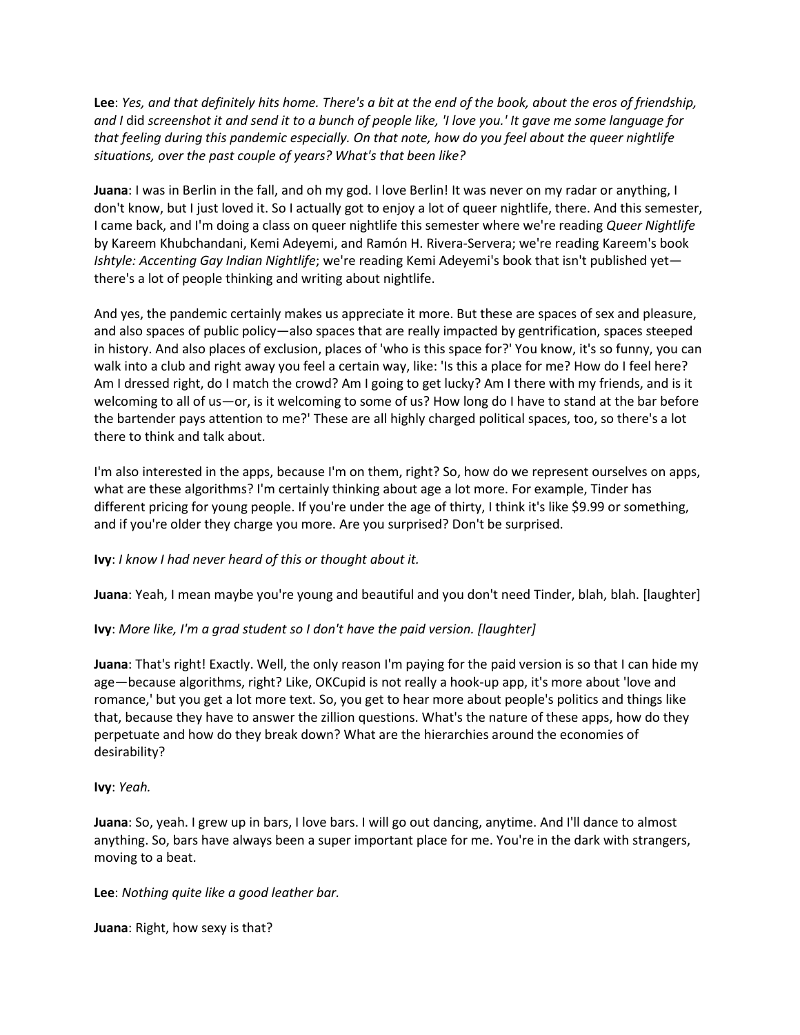**Lee**: *Yes, and that definitely hits home. There's a bit at the end of the book, about the eros of friendship, and I* did *screenshot it and send it to a bunch of people like, 'I love you.' It gave me some language for that feeling during this pandemic especially. On that note, how do you feel about the queer nightlife situations, over the past couple of years? What's that been like?*

**Juana**: I was in Berlin in the fall, and oh my god. I love Berlin! It was never on my radar or anything, I don't know, but I just loved it. So I actually got to enjoy a lot of queer nightlife, there. And this semester, I came back, and I'm doing a class on queer nightlife this semester where we're reading *Queer Nightlife* by Kareem Khubchandani, Kemi Adeyemi, and Ramón H. Rivera-Servera; we're reading Kareem's book *Ishtyle: Accenting Gay Indian Nightlife*; we're reading Kemi Adeyemi's book that isn't published yet—there's a lot of people thinking and writing about nightlife.

And yes, the pandemic certainly makes us appreciate it more. But these are spaces of sex and pleasure, and also spaces of public policy—also spaces that are really impacted by gentrification, spaces steeped in history. And also places of exclusion, places of 'who is this space for?' You know, it's so funny, you can walk into a club and right away you feel a certain way, like: 'Is this a place for me? How do I feel here? Am I dressed right, do I match the crowd? Am I going to get lucky? Am I there with my friends, and is it welcoming to all of us—or, is it welcoming to some of us? How long do I have to stand at the bar before the bartender pays attention to me?' These are all highly charged political spaces, too, so there's a lot there to think and talk about.

I'm also interested in the apps, because I'm on them, right? So, how do we represent ourselves on apps, what are these algorithms? I'm certainly thinking about age a lot more. For example, Tinder has different pricing for young people. If you're under the age of thirty, I think it's like $9.99 or something, and if you're older they charge you more. Are you surprised? Don't be surprised.

**Ivy**: *I know I had never heard of this or thought about it.*

**Juana**: Yeah, I mean maybe you're young and beautiful and you don't need Tinder, blah, blah. [laughter]

**Ivy**: *More like, I'm a grad student so I don't have the paid version. [laughter]*

**Juana**: That's right! Exactly. Well, the only reason I'm paying for the paid version is so that I can hide my age—because algorithms, right? Like, OKCupid is not really a hook-up app, it's more about 'love and romance,' but you get a lot more text. So, you get to hear more about people's politics and things like that, because they have to answer the zillion questions. What's the nature of these apps, how do they perpetuate and how do they break down? What are the hierarchies around the economies of desirability?

**Ivy**: *Yeah.*

**Juana**: So, yeah. I grew up in bars, I love bars. I will go out dancing, anytime. And I'll dance to almost anything. So, bars have always been a super important place for me. You're in the dark with strangers, moving to a beat.

**Lee**: *Nothing quite like a good leather bar.*

**Juana**: Right, how sexy is that?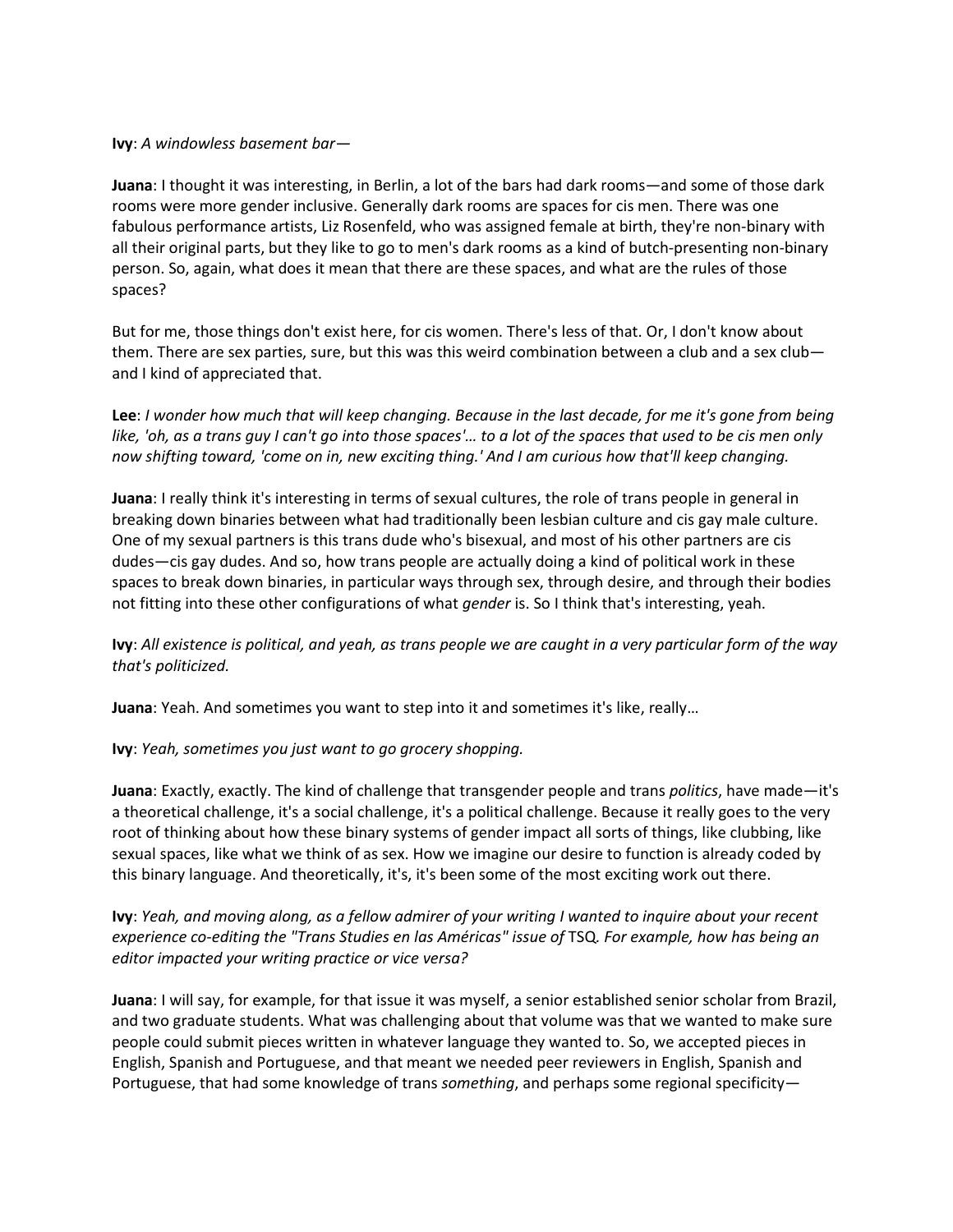**Ivy**: *A windowless basement bar—*

**Juana**: I thought it was interesting, in Berlin, a lot of the bars had dark rooms—and some of those dark rooms were more gender inclusive. Generally dark rooms are spaces for cis men. There was one fabulous performance artists, Liz Rosenfeld, who was assigned female at birth, they're non-binary with all their original parts, but they like to go to men's dark rooms as a kind of butch-presenting non-binary person. So, again, what does it mean that there are these spaces, and what are the rules of those spaces?

But for me, those things don't exist here, for cis women. There's less of that. Or, I don't know about them. There are sex parties, sure, but this was this weird combination between a club and a sex club—and I kind of appreciated that.

**Lee**: *I wonder how much that will keep changing. Because in the last decade, for me it's gone from being like, 'oh, as a trans guy I can't go into those spaces'… to a lot of the spaces that used to be cis men only now shifting toward, 'come on in, new exciting thing.' And I am curious how that'll keep changing.*

**Juana**: I really think it's interesting in terms of sexual cultures, the role of trans people in general in breaking down binaries between what had traditionally been lesbian culture and cis gay male culture. One of my sexual partners is this trans dude who's bisexual, and most of his other partners are cis dudes—cis gay dudes. And so, how trans people are actually doing a kind of political work in these spaces to break down binaries, in particular ways through sex, through desire, and through their bodies not fitting into these other configurations of what *gender* is. So I think that's interesting, yeah.

**Ivy**: *All existence is political, and yeah, as trans people we are caught in a very particular form of the way that's politicized.*

**Juana**: Yeah. And sometimes you want to step into it and sometimes it's like, really…

**Ivy**: *Yeah, sometimes you just want to go grocery shopping.*

**Juana**: Exactly, exactly. The kind of challenge that transgender people and trans *politics*, have made—it's a theoretical challenge, it's a social challenge, it's a political challenge. Because it really goes to the very root of thinking about how these binary systems of gender impact all sorts of things, like clubbing, like sexual spaces, like what we think of as sex. How we imagine our desire to function is already coded by this binary language. And theoretically, it's, it's been some of the most exciting work out there.

**Ivy**: *Yeah, and moving along, as a fellow admirer of your writing I wanted to inquire about your recent experience co-editing the "Trans Studies en las Américas" issue of* TSQ*. For example, how has being an editor impacted your writing practice or vice versa?*

**Juana**: I will say, for example, for that issue it was myself, a senior established senior scholar from Brazil, and two graduate students. What was challenging about that volume was that we wanted to make sure people could submit pieces written in whatever language they wanted to. So, we accepted pieces in English, Spanish and Portuguese, and that meant we needed peer reviewers in English, Spanish and Portuguese, that had some knowledge of trans *something*, and perhaps some regional specificity—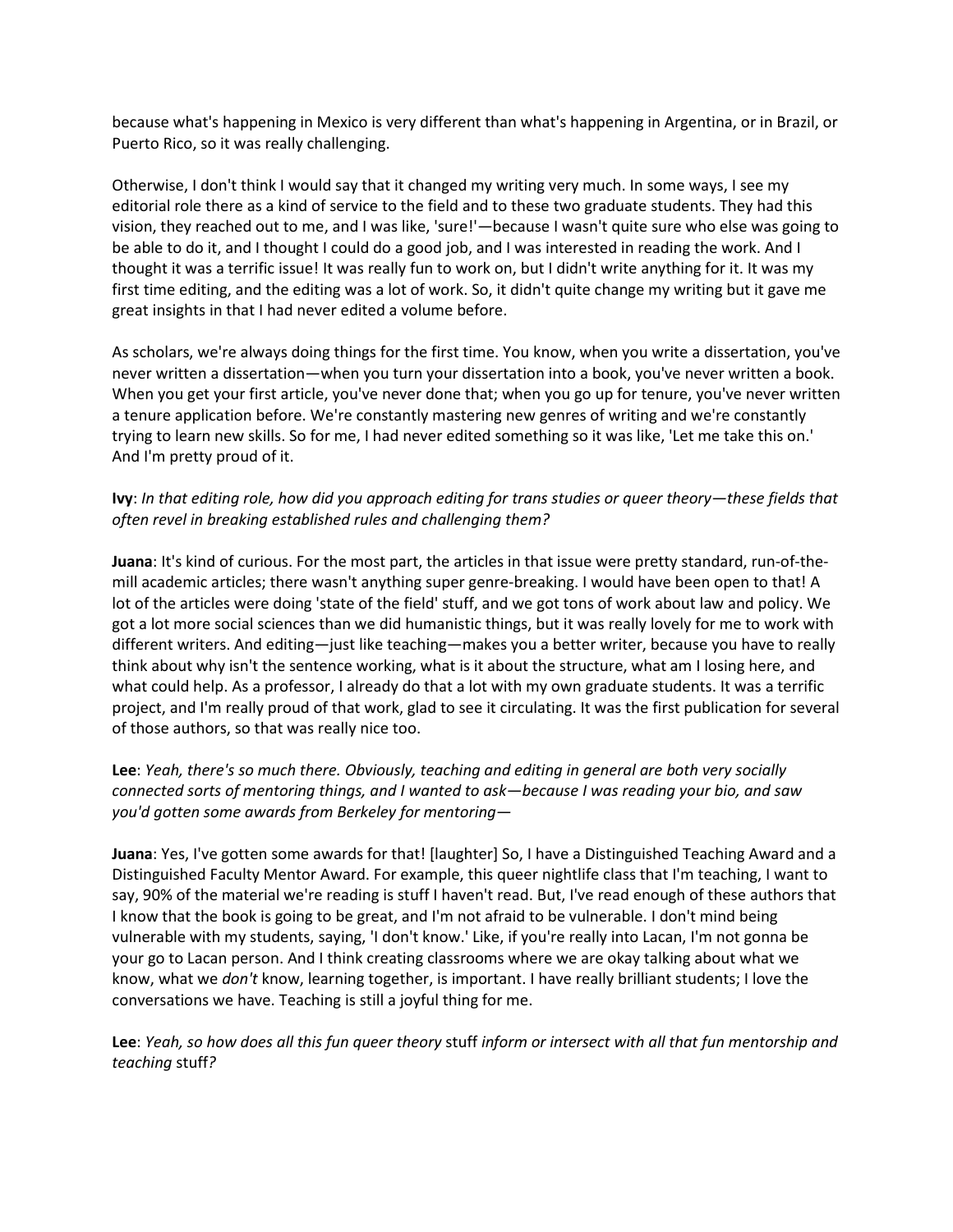because what's happening in Mexico is very different than what's happening in Argentina, or in Brazil, or Puerto Rico, so it was really challenging.

Otherwise, I don't think I would say that it changed my writing very much. In some ways, I see my editorial role there as a kind of service to the field and to these two graduate students. They had this vision, they reached out to me, and I was like, 'sure!'—because I wasn't quite sure who else was going to be able to do it, and I thought I could do a good job, and I was interested in reading the work. And I thought it was a terrific issue! It was really fun to work on, but I didn't write anything for it. It was my first time editing, and the editing was a lot of work. So, it didn't quite change my writing but it gave me great insights in that I had never edited a volume before.

As scholars, we're always doing things for the first time. You know, when you write a dissertation, you've never written a dissertation—when you turn your dissertation into a book, you've never written a book. When you get your first article, you've never done that; when you go up for tenure, you've never written a tenure application before. We're constantly mastering new genres of writing and we're constantly trying to learn new skills. So for me, I had never edited something so it was like, 'Let me take this on.' And I'm pretty proud of it.

**Ivy**: *In that editing role, how did you approach editing for trans studies or queer theory—these fields that often revel in breaking established rules and challenging them?*

**Juana**: It's kind of curious. For the most part, the articles in that issue were pretty standard, run-of-the-mill academic articles; there wasn't anything super genre-breaking. I would have been open to that! A lot of the articles were doing 'state of the field' stuff, and we got tons of work about law and policy. We got a lot more social sciences than we did humanistic things, but it was really lovely for me to work with different writers. And editing—just like teaching—makes you a better writer, because you have to really think about why isn't the sentence working, what is it about the structure, what am I losing here, and what could help. As a professor, I already do that a lot with my own graduate students. It was a terrific project, and I'm really proud of that work, glad to see it circulating. It was the first publication for several of those authors, so that was really nice too.

**Lee**: *Yeah, there's so much there. Obviously, teaching and editing in general are both very socially connected sorts of mentoring things, and I wanted to ask—because I was reading your bio, and saw you'd gotten some awards from Berkeley for mentoring—*

**Juana**: Yes, I've gotten some awards for that! [laughter] So, I have a Distinguished Teaching Award and a Distinguished Faculty Mentor Award. For example, this queer nightlife class that I'm teaching, I want to say, 90% of the material we're reading is stuff I haven't read. But, I've read enough of these authors that I know that the book is going to be great, and I'm not afraid to be vulnerable. I don't mind being vulnerable with my students, saying, 'I don't know.' Like, if you're really into Lacan, I'm not gonna be your go to Lacan person. And I think creating classrooms where we are okay talking about what we know, what we *don't* know, learning together, is important. I have really brilliant students; I love the conversations we have. Teaching is still a joyful thing for me.

**Lee**: *Yeah, so how does all this fun queer theory* stuff *inform or intersect with all that fun mentorship and teaching* stuff*?*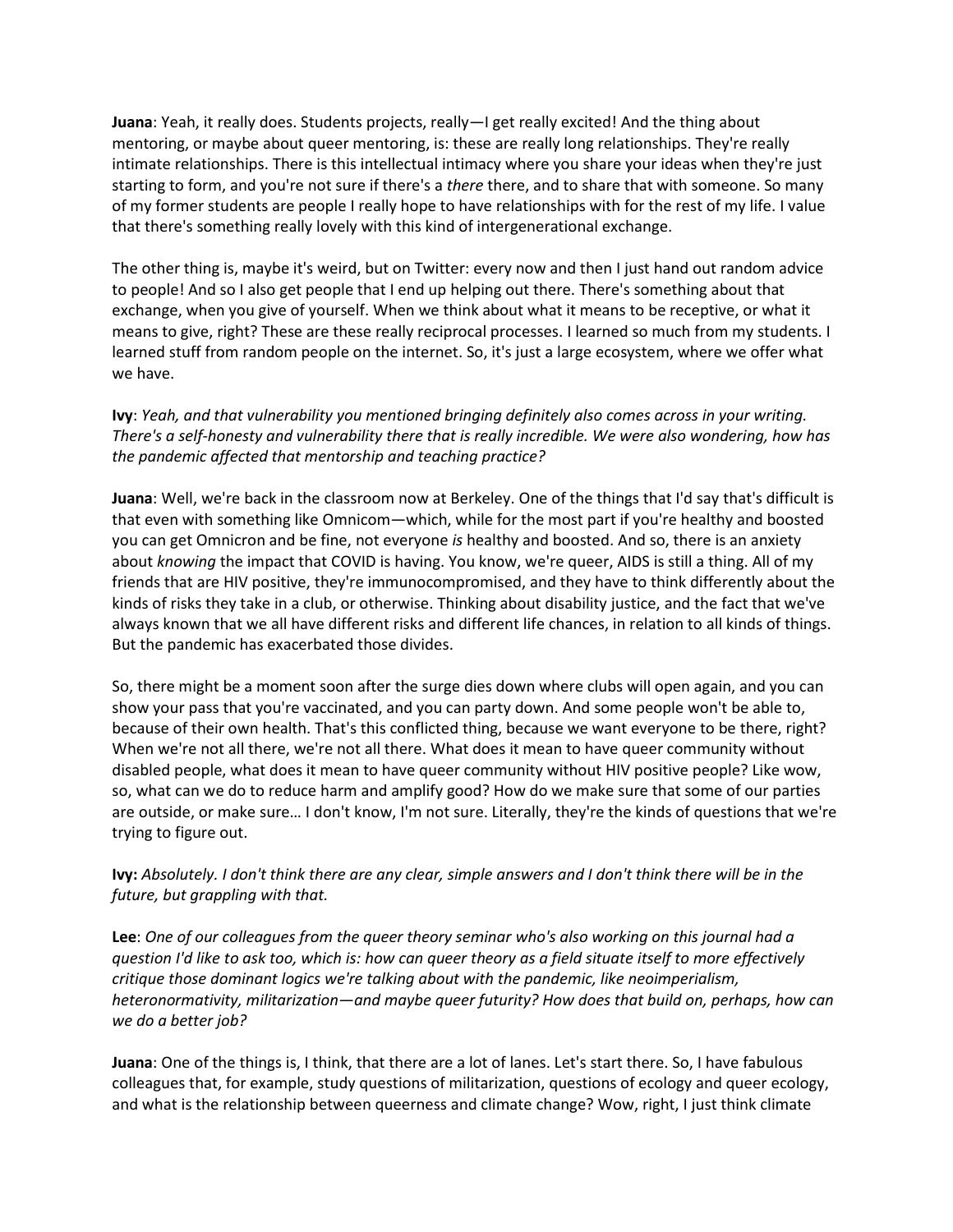**Juana**: Yeah, it really does. Students projects, really—I get really excited! And the thing about mentoring, or maybe about queer mentoring, is: these are really long relationships. They're really intimate relationships. There is this intellectual intimacy where you share your ideas when they're just starting to form, and you're not sure if there's a *there* there, and to share that with someone. So many of my former students are people I really hope to have relationships with for the rest of my life. I value that there's something really lovely with this kind of intergenerational exchange.

The other thing is, maybe it's weird, but on Twitter: every now and then I just hand out random advice to people! And so I also get people that I end up helping out there. There's something about that exchange, when you give of yourself. When we think about what it means to be receptive, or what it means to give, right? These are these really reciprocal processes. I learned so much from my students. I learned stuff from random people on the internet. So, it's just a large ecosystem, where we offer what we have.

**Ivy**: *Yeah, and that vulnerability you mentioned bringing definitely also comes across in your writing. There's a self-honesty and vulnerability there that is really incredible. We were also wondering, how has the pandemic affected that mentorship and teaching practice?*

**Juana**: Well, we're back in the classroom now at Berkeley. One of the things that I'd say that's difficult is that even with something like Omnicom—which, while for the most part if you're healthy and boosted you can get Omnicron and be fine, not everyone *is* healthy and boosted. And so, there is an anxiety about *knowing* the impact that COVID is having. You know, we're queer, AIDS is still a thing. All of my friends that are HIV positive, they're immunocompromised, and they have to think differently about the kinds of risks they take in a club, or otherwise. Thinking about disability justice, and the fact that we've always known that we all have different risks and different life chances, in relation to all kinds of things. But the pandemic has exacerbated those divides.

So, there might be a moment soon after the surge dies down where clubs will open again, and you can show your pass that you're vaccinated, and you can party down. And some people won't be able to, because of their own health. That's this conflicted thing, because we want everyone to be there, right? When we're not all there, we're not all there. What does it mean to have queer community without disabled people, what does it mean to have queer community without HIV positive people? Like wow, so, what can we do to reduce harm and amplify good? How do we make sure that some of our parties are outside, or make sure… I don't know, I'm not sure. Literally, they're the kinds of questions that we're trying to figure out.

**Ivy:** *Absolutely. I don't think there are any clear, simple answers and I don't think there will be in the future, but grappling with that.*

**Lee**: *One of our colleagues from the queer theory seminar who's also working on this journal had a question I'd like to ask too, which is: how can queer theory as a field situate itself to more effectively critique those dominant logics we're talking about with the pandemic, like neoimperialism, heteronormativity, militarization—and maybe queer futurity? How does that build on, perhaps, how can we do a better job?*

**Juana**: One of the things is, I think, that there are a lot of lanes. Let's start there. So, I have fabulous colleagues that, for example, study questions of militarization, questions of ecology and queer ecology, and what is the relationship between queerness and climate change? Wow, right, I just think climate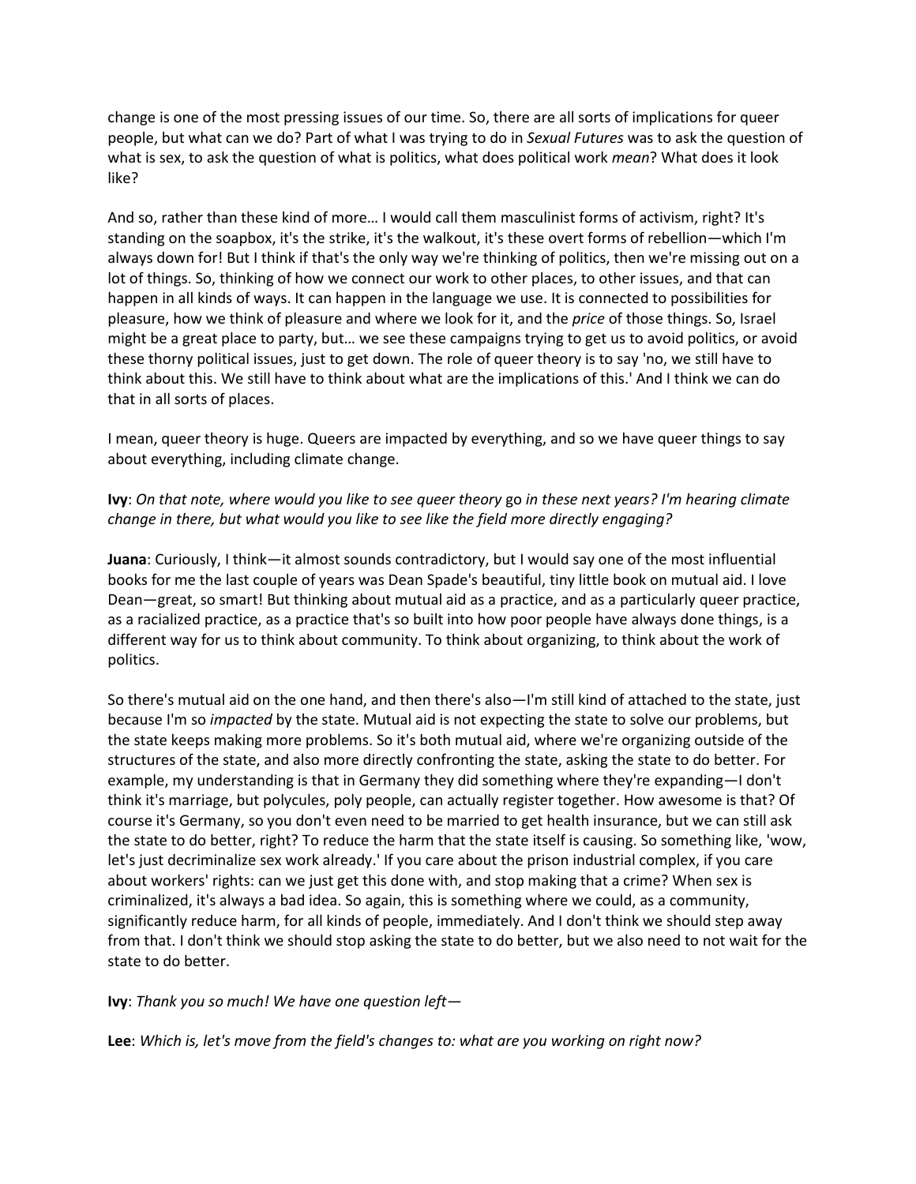change is one of the most pressing issues of our time. So, there are all sorts of implications for queer people, but what can we do? Part of what I was trying to do in *Sexual Futures* was to ask the question of what is sex, to ask the question of what is politics, what does political work *mean*? What does it look like?

And so, rather than these kind of more… I would call them masculinist forms of activism, right? It's standing on the soapbox, it's the strike, it's the walkout, it's these overt forms of rebellion—which I'm always down for! But I think if that's the only way we're thinking of politics, then we're missing out on a lot of things. So, thinking of how we connect our work to other places, to other issues, and that can happen in all kinds of ways. It can happen in the language we use. It is connected to possibilities for pleasure, how we think of pleasure and where we look for it, and the *price* of those things. So, Israel might be a great place to party, but… we see these campaigns trying to get us to avoid politics, or avoid these thorny political issues, just to get down. The role of queer theory is to say 'no, we still have to think about this. We still have to think about what are the implications of this.' And I think we can do that in all sorts of places.

I mean, queer theory is huge. Queers are impacted by everything, and so we have queer things to say about everything, including climate change.

**Ivy**: *On that note, where would you like to see queer theory* go *in these next years? I'm hearing climate change in there, but what would you like to see like the field more directly engaging?*

**Juana**: Curiously, I think—it almost sounds contradictory, but I would say one of the most influential books for me the last couple of years was Dean Spade's beautiful, tiny little book on mutual aid. I love Dean—great, so smart! But thinking about mutual aid as a practice, and as a particularly queer practice, as a racialized practice, as a practice that's so built into how poor people have always done things, is a different way for us to think about community. To think about organizing, to think about the work of politics.

So there's mutual aid on the one hand, and then there's also—I'm still kind of attached to the state, just because I'm so *impacted* by the state. Mutual aid is not expecting the state to solve our problems, but the state keeps making more problems. So it's both mutual aid, where we're organizing outside of the structures of the state, and also more directly confronting the state, asking the state to do better. For example, my understanding is that in Germany they did something where they're expanding—I don't think it's marriage, but polycules, poly people, can actually register together. How awesome is that? Of course it's Germany, so you don't even need to be married to get health insurance, but we can still ask the state to do better, right? To reduce the harm that the state itself is causing. So something like, 'wow, let's just decriminalize sex work already.' If you care about the prison industrial complex, if you care about workers' rights: can we just get this done with, and stop making that a crime? When sex is criminalized, it's always a bad idea. So again, this is something where we could, as a community, significantly reduce harm, for all kinds of people, immediately. And I don't think we should step away from that. I don't think we should stop asking the state to do better, but we also need to not wait for the state to do better.

**Ivy**: *Thank you so much! We have one question left—*

**Lee**: *Which is, let's move from the field's changes to: what are you working on right now?*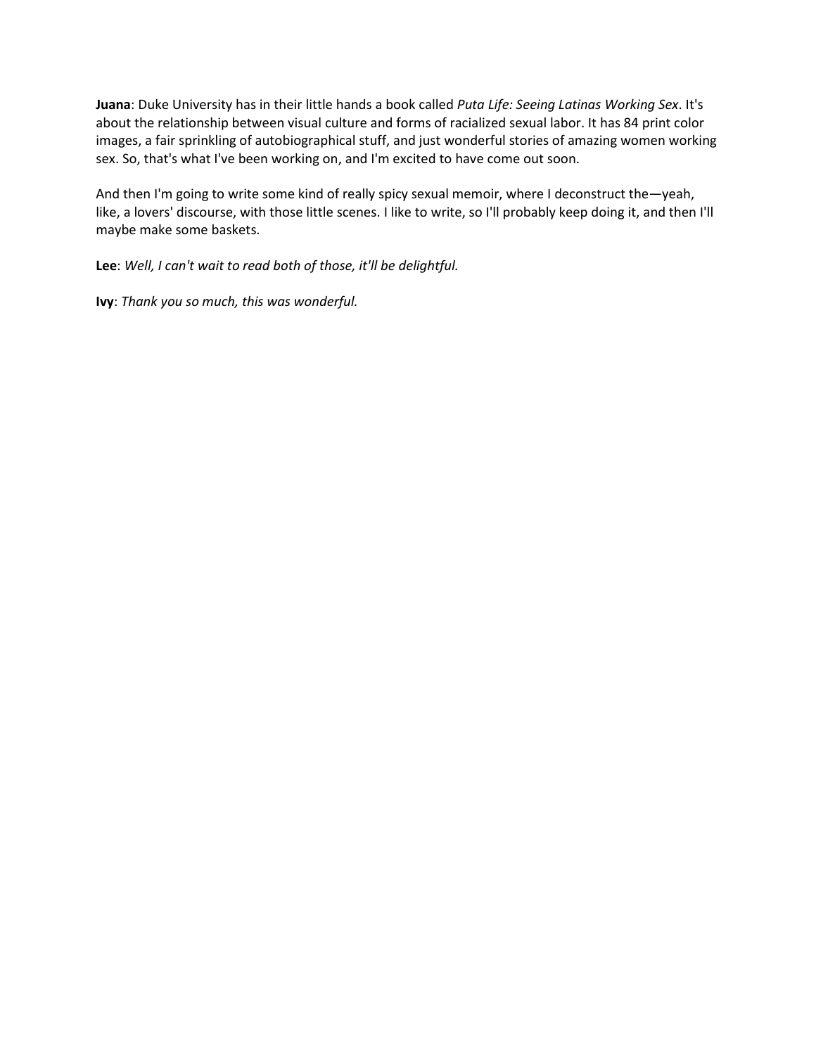**Juana**: Duke University has in their little hands a book called *Puta Life: Seeing Latinas Working Sex*. It's about the relationship between visual culture and forms of racialized sexual labor. It has 84 print color images, a fair sprinkling of autobiographical stuff, and just wonderful stories of amazing women working sex. So, that's what I've been working on, and I'm excited to have come out soon.

And then I'm going to write some kind of really spicy sexual memoir, where I deconstruct the—yeah, like, a lovers' discourse, with those little scenes. I like to write, so I'll probably keep doing it, and then I'll maybe make some baskets.

**Lee**: *Well, I can't wait to read both of those, it'll be delightful.*

**Ivy**: *Thank you so much, this was wonderful.*